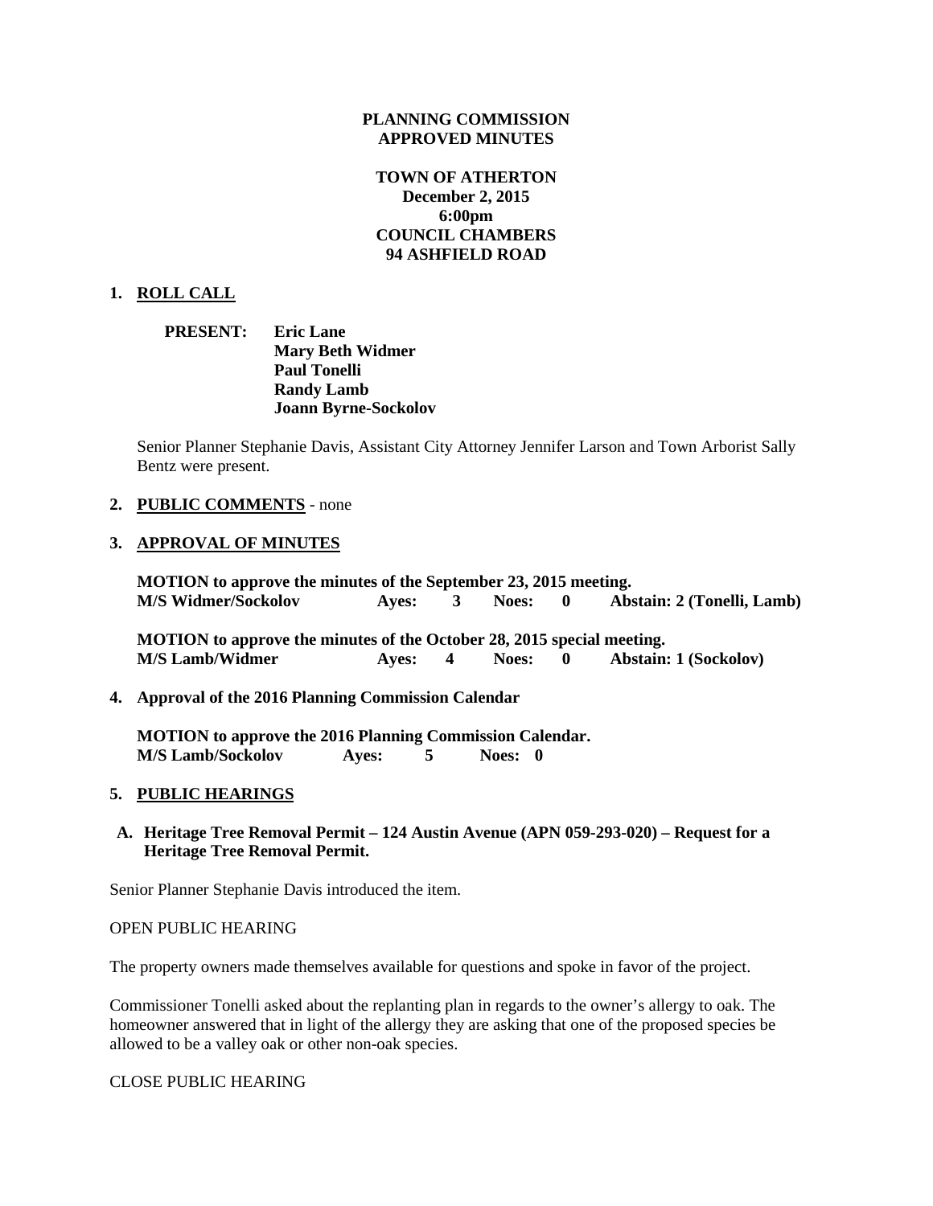**PLANNING COMMISSION**
**APPROVED MINUTES**

**TOWN OF ATHERTON**
**December 2, 2015**
**6:00pm**
**COUNCIL CHAMBERS**
**94 ASHFIELD ROAD**

**1. ROLL CALL**

**PRESENT: Eric Lane**
**Mary Beth Widmer**
**Paul Tonelli**
**Randy Lamb**
**Joann Byrne-Sockolov**

Senior Planner Stephanie Davis, Assistant City Attorney Jennifer Larson and Town Arborist Sally Bentz were present.

**2. PUBLIC COMMENTS** - none

**3. APPROVAL OF MINUTES**

**MOTION to approve the minutes of the September 23, 2015 meeting.**
**M/S Widmer/Sockolov Ayes: 3 Noes: 0 Abstain: 2 (Tonelli, Lamb)**

**MOTION to approve the minutes of the October 28, 2015 special meeting.**
**M/S Lamb/Widmer Ayes: 4 Noes: 0 Abstain: 1 (Sockolov)**

**4. Approval of the 2016 Planning Commission Calendar**

**MOTION to approve the 2016 Planning Commission Calendar.**
**M/S Lamb/Sockolov Ayes: 5 Noes: 0**

**5. PUBLIC HEARINGS**

**A. Heritage Tree Removal Permit – 124 Austin Avenue (APN 059-293-020) – Request for a Heritage Tree Removal Permit.**

Senior Planner Stephanie Davis introduced the item.

OPEN PUBLIC HEARING

The property owners made themselves available for questions and spoke in favor of the project.

Commissioner Tonelli asked about the replanting plan in regards to the owner's allergy to oak. The homeowner answered that in light of the allergy they are asking that one of the proposed species be allowed to be a valley oak or other non-oak species.

CLOSE PUBLIC HEARING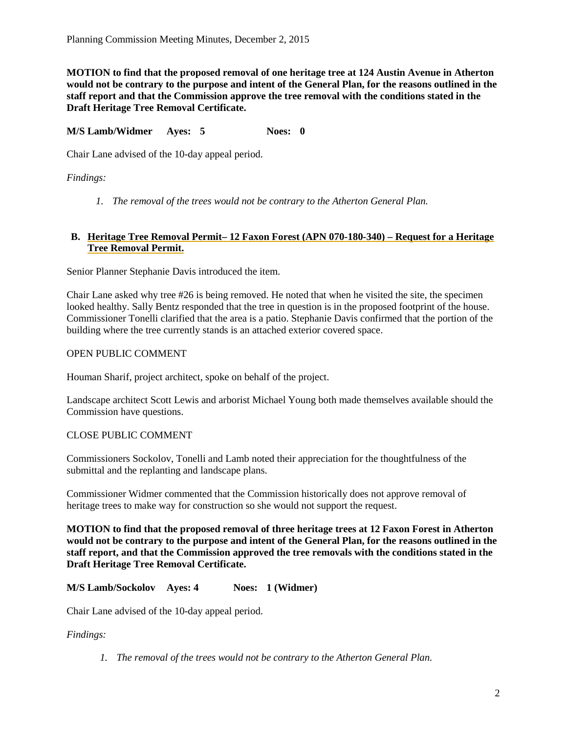**MOTION to find that the proposed removal of one heritage tree at 124 Austin Avenue in Atherton would not be contrary to the purpose and intent of the General Plan, for the reasons outlined in the staff report and that the Commission approve the tree removal with the conditions stated in the Draft Heritage Tree Removal Certificate.**

**M/S Lamb/Widmer Ayes: 5 Noes: 0**

Chair Lane advised of the 10-day appeal period.

*Findings:*

1. *The removal of the trees would not be contrary to the Atherton General Plan.*

**B. Heritage Tree Removal Permit– 12 Faxon Forest (APN 070-180-340) – Request for a Heritage Tree Removal Permit.**

Senior Planner Stephanie Davis introduced the item.

Chair Lane asked why tree #26 is being removed. He noted that when he visited the site, the specimen looked healthy. Sally Bentz responded that the tree in question is in the proposed footprint of the house. Commissioner Tonelli clarified that the area is a patio. Stephanie Davis confirmed that the portion of the building where the tree currently stands is an attached exterior covered space.

OPEN PUBLIC COMMENT

Houman Sharif, project architect, spoke on behalf of the project.

Landscape architect Scott Lewis and arborist Michael Young both made themselves available should the Commission have questions.

CLOSE PUBLIC COMMENT

Commissioners Sockolov, Tonelli and Lamb noted their appreciation for the thoughtfulness of the submittal and the replanting and landscape plans.

Commissioner Widmer commented that the Commission historically does not approve removal of heritage trees to make way for construction so she would not support the request.

**MOTION to find that the proposed removal of three heritage trees at 12 Faxon Forest in Atherton would not be contrary to the purpose and intent of the General Plan, for the reasons outlined in the staff report, and that the Commission approved the tree removals with the conditions stated in the Draft Heritage Tree Removal Certificate.**

**M/S Lamb/Sockolov Ayes: 4 Noes: 1 (Widmer)**

Chair Lane advised of the 10-day appeal period.

*Findings:*

1. *The removal of the trees would not be contrary to the Atherton General Plan.*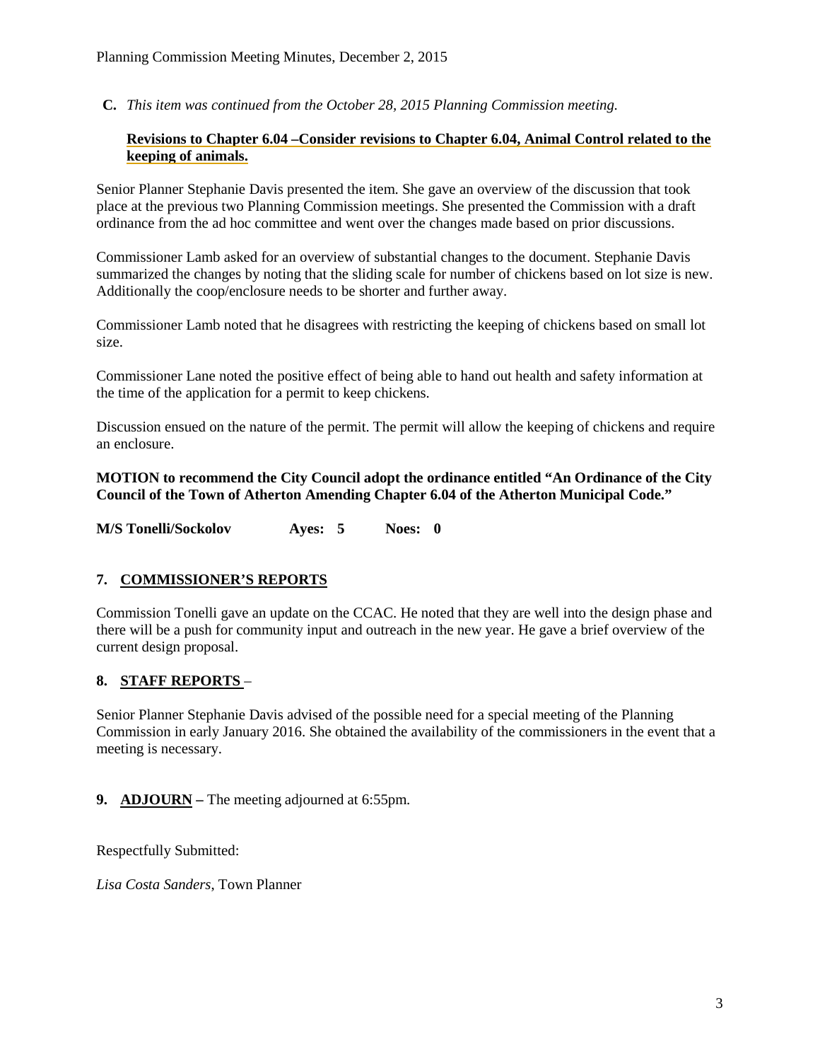**C.** *This item was continued from the October 28, 2015 Planning Commission meeting.*

**Revisions to Chapter 6.04 –Consider revisions to Chapter 6.04, Animal Control related to the keeping of animals.**

Senior Planner Stephanie Davis presented the item. She gave an overview of the discussion that took place at the previous two Planning Commission meetings. She presented the Commission with a draft ordinance from the ad hoc committee and went over the changes made based on prior discussions.

Commissioner Lamb asked for an overview of substantial changes to the document. Stephanie Davis summarized the changes by noting that the sliding scale for number of chickens based on lot size is new. Additionally the coop/enclosure needs to be shorter and further away.

Commissioner Lamb noted that he disagrees with restricting the keeping of chickens based on small lot size.

Commissioner Lane noted the positive effect of being able to hand out health and safety information at the time of the application for a permit to keep chickens.

Discussion ensued on the nature of the permit. The permit will allow the keeping of chickens and require an enclosure.

**MOTION to recommend the City Council adopt the ordinance entitled "An Ordinance of the City Council of the Town of Atherton Amending Chapter 6.04 of the Atherton Municipal Code."**

**M/S Tonelli/Sockolov Ayes: 5 Noes: 0**

## 7. COMMISSIONER'S REPORTS

Commission Tonelli gave an update on the CCAC. He noted that they are well into the design phase and there will be a push for community input and outreach in the new year. He gave a brief overview of the current design proposal.

## 8. STAFF REPORTS –

Senior Planner Stephanie Davis advised of the possible need for a special meeting of the Planning Commission in early January 2016. She obtained the availability of the commissioners in the event that a meeting is necessary.

## 9. ADJOURN – The meeting adjourned at 6:55pm.

Respectfully Submitted:

*Lisa Costa Sanders*, Town Planner